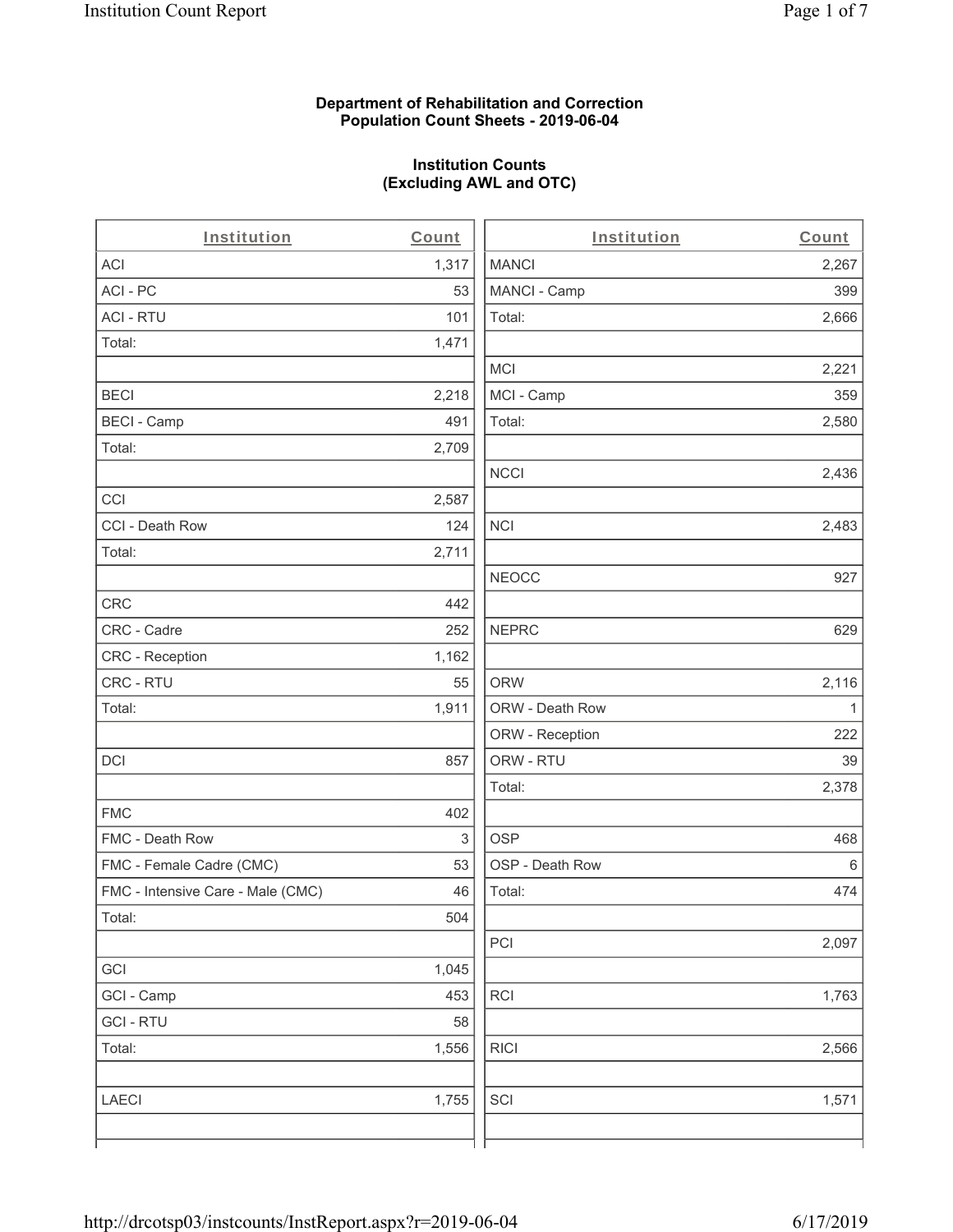**Department of Rehabilitation and Correction**
**Population Count Sheets - 2019-06-04**

**Institution Counts**
**(Excluding AWL and OTC)**

| Institution | Count |
|---|---|
| ACI | 1,317 |
| ACI - PC | 53 |
| ACI - RTU | 101 |
| Total: | 1,471 |
| | |
| BECI | 2,218 |
| BECI - Camp | 491 |
| Total: | 2,709 |
| | |
| CCI | 2,587 |
| CCI - Death Row | 124 |
| Total: | 2,711 |
| | |
| CRC | 442 |
| CRC - Cadre | 252 |
| CRC - Reception | 1,162 |
| CRC - RTU | 55 |
| Total: | 1,911 |
| | |
| DCI | 857 |
| | |
| FMC | 402 |
| FMC - Death Row | 3 |
| FMC - Female Cadre (CMC) | 53 |
| FMC - Intensive Care - Male (CMC) | 46 |
| Total: | 504 |
| | |
| GCI | 1,045 |
| GCI - Camp | 453 |
| GCI - RTU | 58 |
| Total: | 1,556 |
| | |
| LAECI | 1,755 |
| | |
| MANCI | 2,267 |
| MANCI - Camp | 399 |
| Total: | 2,666 |
| | |
| MCI | 2,221 |
| MCI - Camp | 359 |
| Total: | 2,580 |
| | |
| NCCI | 2,436 |
| | |
| NCI | 2,483 |
| | |
| NEOCC | 927 |
| | |
| NEPRC | 629 |
| | |
| ORW | 2,116 |
| ORW - Death Row | 1 |
| ORW - Reception | 222 |
| ORW - RTU | 39 |
| Total: | 2,378 |
| | |
| OSP | 468 |
| OSP - Death Row | 6 |
| Total: | 474 |
| | |
| PCI | 2,097 |
| | |
| RCI | 1,763 |
| | |
| RICI | 2,566 |
| | |
| SCI | 1,571 |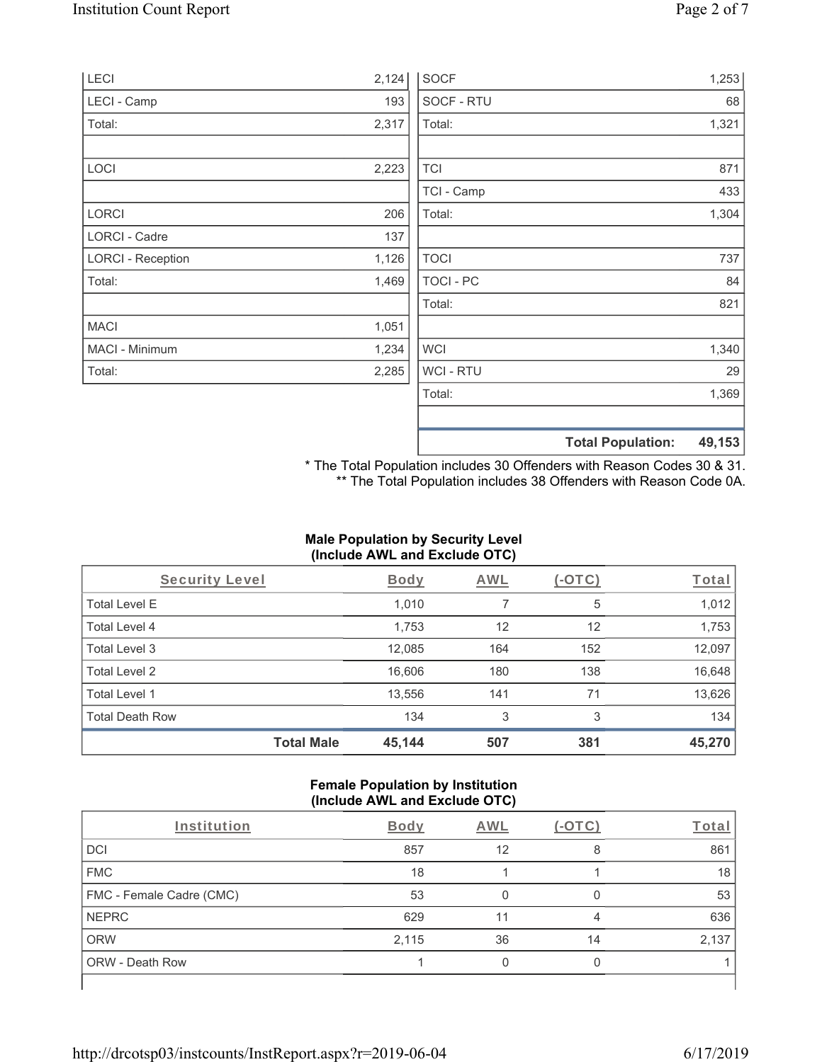| | |
|---|---|
| LECI | 2,124 |
| LECI - Camp | 193 |
| Total: | 2,317 |
| | |
| LOCI | 2,223 |
| | |
| LORCI | 206 |
| LORCI - Cadre | 137 |
| LORCI - Reception | 1,126 |
| Total: | 1,469 |
| | |
| MACI | 1,051 |
| MACI - Minimum | 1,234 |
| Total: | 2,285 |

| | |
|---|---|
| SOCF | 1,253 |
| SOCF - RTU | 68 |
| Total: | 1,321 |
| | |
| TCI | 871 |
| TCI - Camp | 433 |
| Total: | 1,304 |
| | |
| TOCI | 737 |
| TOCI - PC | 84 |
| Total: | 821 |
| | |
| WCI | 1,340 |
| WCI - RTU | 29 |
| Total: | 1,369 |
| | |
| **Total Population:** | **49,153** |

\* The Total Population includes 30 Offenders with Reason Codes 30 & 31.
\** The Total Population includes 38 Offenders with Reason Code 0A.

**Male Population by Security Level (Include AWL and Exclude OTC)**

| Security Level | Body | AWL | (-OTC) | Total |
|---|---|---|---|---|
| Total Level E | 1,010 | 7 | 5 | 1,012 |
| Total Level 4 | 1,753 | 12 | 12 | 1,753 |
| Total Level 3 | 12,085 | 164 | 152 | 12,097 |
| Total Level 2 | 16,606 | 180 | 138 | 16,648 |
| Total Level 1 | 13,556 | 141 | 71 | 13,626 |
| Total Death Row | 134 | 3 | 3 | 134 |
| **Total Male** | **45,144** | **507** | **381** | **45,270** |

**Female Population by Institution (Include AWL and Exclude OTC)**

| Institution | Body | AWL | (-OTC) | Total |
|---|---|---|---|---|
| DCI | 857 | 12 | 8 | 861 |
| FMC | 18 | 1 | 1 | 18 |
| FMC - Female Cadre (CMC) | 53 | 0 | 0 | 53 |
| NEPRC | 629 | 11 | 4 | 636 |
| ORW | 2,115 | 36 | 14 | 2,137 |
| ORW - Death Row | 1 | 0 | 0 | 1 |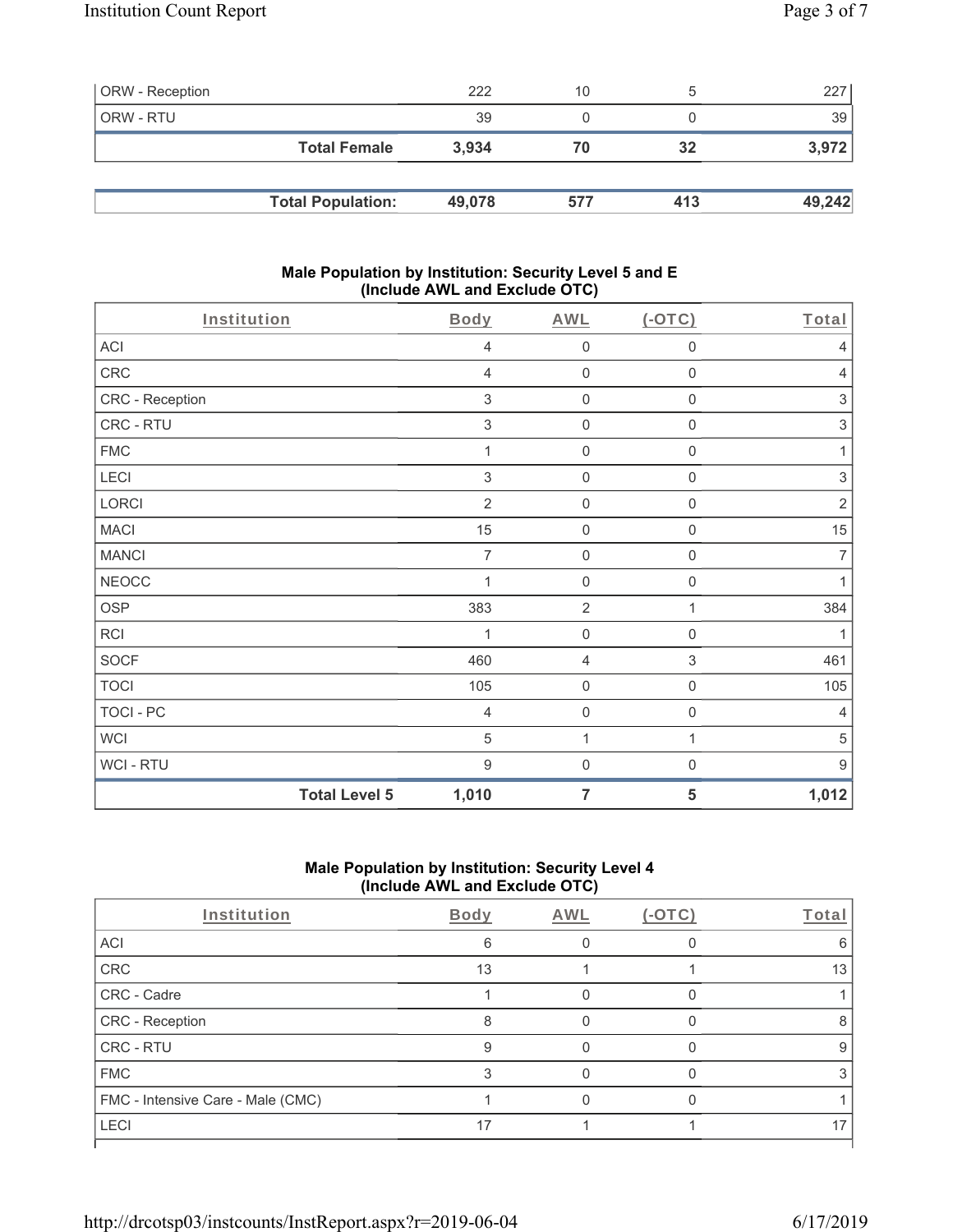| ORW - Reception | 222 | 10 | 5 | 227 |
|---|---|---|---|---|
| ORW - RTU | 39 | 0 | 0 | 39 |
| **Total Female** | **3,934** | **70** | **32** | **3,972** |

| **Total Population:** | **49,078** | **577** | **413** | **49,242** |
|---|---|---|---|---|

### Male Population by Institution: Security Level 5 and E (Include AWL and Exclude OTC)

| Institution | Body | AWL | (-OTC) | Total |
|---|---|---|---|---|
| ACI | 4 | 0 | 0 | 4 |
| CRC | 4 | 0 | 0 | 4 |
| CRC - Reception | 3 | 0 | 0 | 3 |
| CRC - RTU | 3 | 0 | 0 | 3 |
| FMC | 1 | 0 | 0 | 1 |
| LECI | 3 | 0 | 0 | 3 |
| LORCI | 2 | 0 | 0 | 2 |
| MACI | 15 | 0 | 0 | 15 |
| MANCI | 7 | 0 | 0 | 7 |
| NEOCC | 1 | 0 | 0 | 1 |
| OSP | 383 | 2 | 1 | 384 |
| RCI | 1 | 0 | 0 | 1 |
| SOCF | 460 | 4 | 3 | 461 |
| TOCI | 105 | 0 | 0 | 105 |
| TOCI - PC | 4 | 0 | 0 | 4 |
| WCI | 5 | 1 | 1 | 5 |
| WCI - RTU | 9 | 0 | 0 | 9 |
| **Total Level 5** | **1,010** | **7** | **5** | **1,012** |

### Male Population by Institution: Security Level 4 (Include AWL and Exclude OTC)

| Institution | Body | AWL | (-OTC) | Total |
|---|---|---|---|---|
| ACI | 6 | 0 | 0 | 6 |
| CRC | 13 | 1 | 1 | 13 |
| CRC - Cadre | 1 | 0 | 0 | 1 |
| CRC - Reception | 8 | 0 | 0 | 8 |
| CRC - RTU | 9 | 0 | 0 | 9 |
| FMC | 3 | 0 | 0 | 3 |
| FMC - Intensive Care - Male (CMC) | 1 | 0 | 0 | 1 |
| LECI | 17 | 1 | 1 | 17 |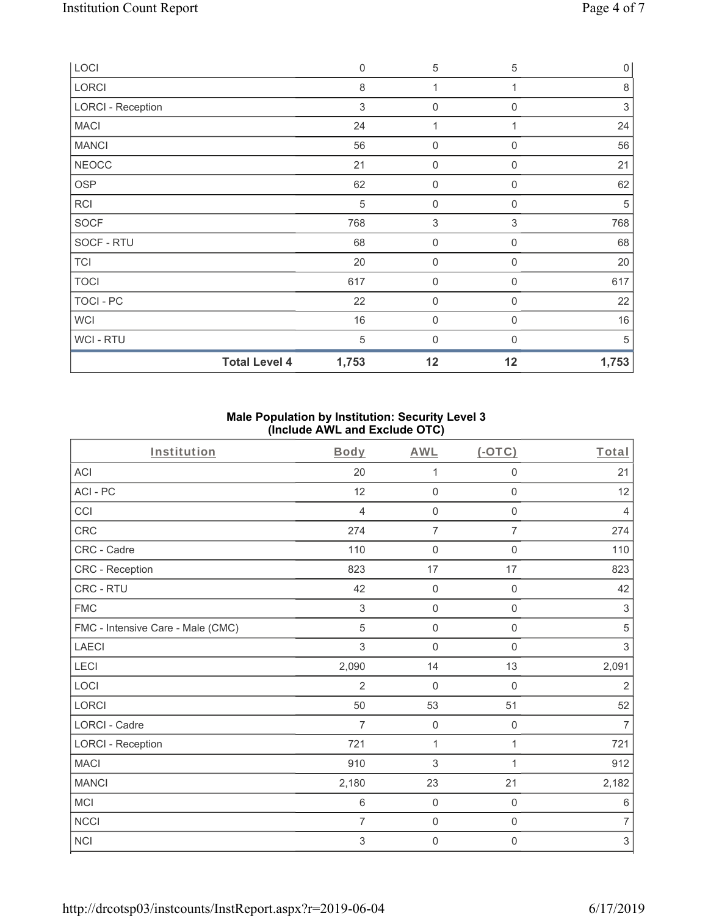| LOCI | 0 | 5 | 5 | 0 |
|---|---|---|---|---|
| LORCI | 8 | 1 | 1 | 8 |
| LORCI - Reception | 3 | 0 | 0 | 3 |
| MACI | 24 | 1 | 1 | 24 |
| MANCI | 56 | 0 | 0 | 56 |
| NEOCC | 21 | 0 | 0 | 21 |
| OSP | 62 | 0 | 0 | 62 |
| RCI | 5 | 0 | 0 | 5 |
| SOCF | 768 | 3 | 3 | 768 |
| SOCF - RTU | 68 | 0 | 0 | 68 |
| TCI | 20 | 0 | 0 | 20 |
| TOCI | 617 | 0 | 0 | 617 |
| TOCI - PC | 22 | 0 | 0 | 22 |
| WCI | 16 | 0 | 0 | 16 |
| WCI - RTU | 5 | 0 | 0 | 5 |
| **Total Level 4** | **1,753** | **12** | **12** | **1,753** |

## Male Population by Institution: Security Level 3 (Include AWL and Exclude OTC)

| Institution | Body | AWL | (-OTC) | Total |
|---|---|---|---|---|
| ACI | 20 | 1 | 0 | 21 |
| ACI - PC | 12 | 0 | 0 | 12 |
| CCI | 4 | 0 | 0 | 4 |
| CRC | 274 | 7 | 7 | 274 |
| CRC - Cadre | 110 | 0 | 0 | 110 |
| CRC - Reception | 823 | 17 | 17 | 823 |
| CRC - RTU | 42 | 0 | 0 | 42 |
| FMC | 3 | 0 | 0 | 3 |
| FMC - Intensive Care - Male (CMC) | 5 | 0 | 0 | 5 |
| LAECI | 3 | 0 | 0 | 3 |
| LECI | 2,090 | 14 | 13 | 2,091 |
| LOCI | 2 | 0 | 0 | 2 |
| LORCI | 50 | 53 | 51 | 52 |
| LORCI - Cadre | 7 | 0 | 0 | 7 |
| LORCI - Reception | 721 | 1 | 1 | 721 |
| MACI | 910 | 3 | 1 | 912 |
| MANCI | 2,180 | 23 | 21 | 2,182 |
| MCI | 6 | 0 | 0 | 6 |
| NCCI | 7 | 0 | 0 | 7 |
| NCI | 3 | 0 | 0 | 3 |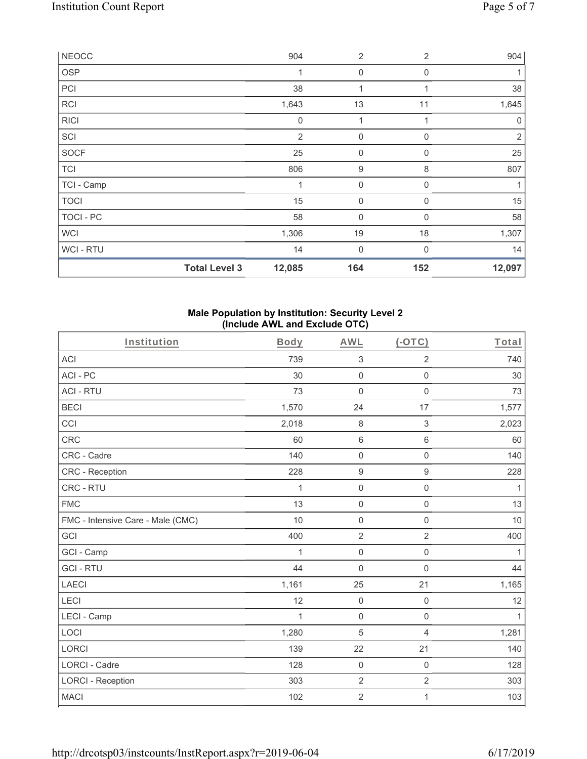| NEOCC | | 904 | 2 | 2 | 904 |
|---|---|---|---|---|---|
| OSP | | 1 | 0 | 0 | 1 |
| PCI | | 38 | 1 | 1 | 38 |
| RCI | | 1,643 | 13 | 11 | 1,645 |
| RICI | | 0 | 1 | 1 | 0 |
| SCI | | 2 | 0 | 0 | 2 |
| SOCF | | 25 | 0 | 0 | 25 |
| TCI | | 806 | 9 | 8 | 807 |
| TCI - Camp | | 1 | 0 | 0 | 1 |
| TOCI | | 15 | 0 | 0 | 15 |
| TOCI - PC | | 58 | 0 | 0 | 58 |
| WCI | | 1,306 | 19 | 18 | 1,307 |
| WCI - RTU | | 14 | 0 | 0 | 14 |
| | **Total Level 3** | **12,085** | **164** | **152** | **12,097** |

**Male Population by Institution: Security Level 2 (Include AWL and Exclude OTC)**

| Institution | Body | AWL | (-OTC) | Total |
|---|---|---|---|---|
| ACI | 739 | 3 | 2 | 740 |
| ACI - PC | 30 | 0 | 0 | 30 |
| ACI - RTU | 73 | 0 | 0 | 73 |
| BECI | 1,570 | 24 | 17 | 1,577 |
| CCI | 2,018 | 8 | 3 | 2,023 |
| CRC | 60 | 6 | 6 | 60 |
| CRC - Cadre | 140 | 0 | 0 | 140 |
| CRC - Reception | 228 | 9 | 9 | 228 |
| CRC - RTU | 1 | 0 | 0 | 1 |
| FMC | 13 | 0 | 0 | 13 |
| FMC - Intensive Care - Male (CMC) | 10 | 0 | 0 | 10 |
| GCI | 400 | 2 | 2 | 400 |
| GCI - Camp | 1 | 0 | 0 | 1 |
| GCI - RTU | 44 | 0 | 0 | 44 |
| LAECI | 1,161 | 25 | 21 | 1,165 |
| LECI | 12 | 0 | 0 | 12 |
| LECI - Camp | 1 | 0 | 0 | 1 |
| LOCI | 1,280 | 5 | 4 | 1,281 |
| LORCI | 139 | 22 | 21 | 140 |
| LORCI - Cadre | 128 | 0 | 0 | 128 |
| LORCI - Reception | 303 | 2 | 2 | 303 |
| MACI | 102 | 2 | 1 | 103 |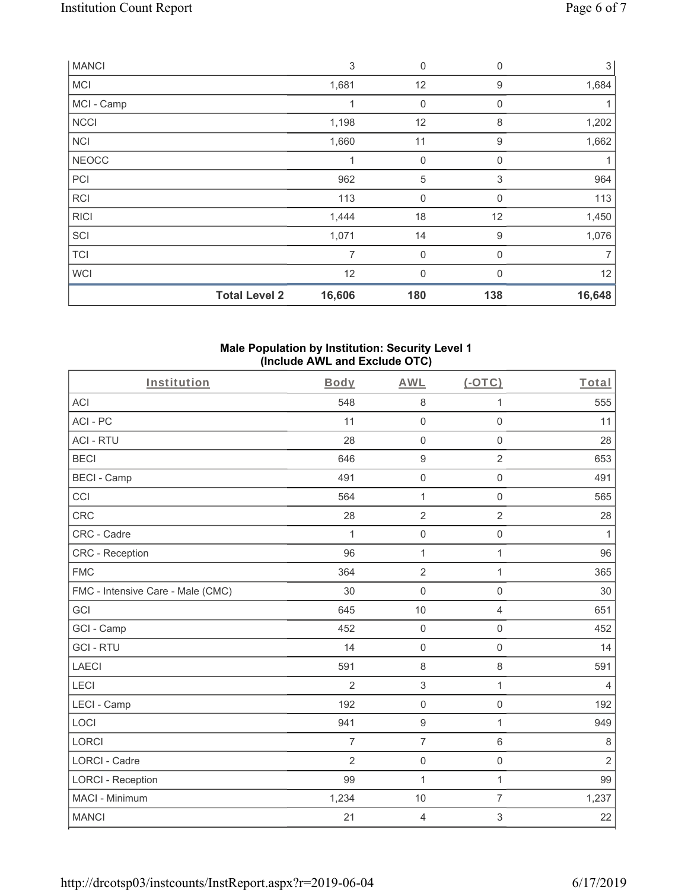| MANCI | | 3 | 0 | 0 | 3 |
|---|---|---|---|---|---|
| MCI | | 1,681 | 12 | 9 | 1,684 |
| MCI - Camp | | 1 | 0 | 0 | 1 |
| NCCI | | 1,198 | 12 | 8 | 1,202 |
| NCI | | 1,660 | 11 | 9 | 1,662 |
| NEOCC | | 1 | 0 | 0 | 1 |
| PCI | | 962 | 5 | 3 | 964 |
| RCI | | 113 | 0 | 0 | 113 |
| RICI | | 1,444 | 18 | 12 | 1,450 |
| SCI | | 1,071 | 14 | 9 | 1,076 |
| TCI | | 7 | 0 | 0 | 7 |
| WCI | | 12 | 0 | 0 | 12 |
| | **Total Level 2** | **16,606** | **180** | **138** | **16,648** |

**Male Population by Institution: Security Level 1 (Include AWL and Exclude OTC)**

| Institution | Body | AWL | (-OTC) | Total |
|---|---|---|---|---|
| ACI | 548 | 8 | 1 | 555 |
| ACI - PC | 11 | 0 | 0 | 11 |
| ACI - RTU | 28 | 0 | 0 | 28 |
| BECI | 646 | 9 | 2 | 653 |
| BECI - Camp | 491 | 0 | 0 | 491 |
| CCI | 564 | 1 | 0 | 565 |
| CRC | 28 | 2 | 2 | 28 |
| CRC - Cadre | 1 | 0 | 0 | 1 |
| CRC - Reception | 96 | 1 | 1 | 96 |
| FMC | 364 | 2 | 1 | 365 |
| FMC - Intensive Care - Male (CMC) | 30 | 0 | 0 | 30 |
| GCI | 645 | 10 | 4 | 651 |
| GCI - Camp | 452 | 0 | 0 | 452 |
| GCI - RTU | 14 | 0 | 0 | 14 |
| LAECI | 591 | 8 | 8 | 591 |
| LECI | 2 | 3 | 1 | 4 |
| LECI - Camp | 192 | 0 | 0 | 192 |
| LOCI | 941 | 9 | 1 | 949 |
| LORCI | 7 | 7 | 6 | 8 |
| LORCI - Cadre | 2 | 0 | 0 | 2 |
| LORCI - Reception | 99 | 1 | 1 | 99 |
| MACI - Minimum | 1,234 | 10 | 7 | 1,237 |
| MANCI | 21 | 4 | 3 | 22 |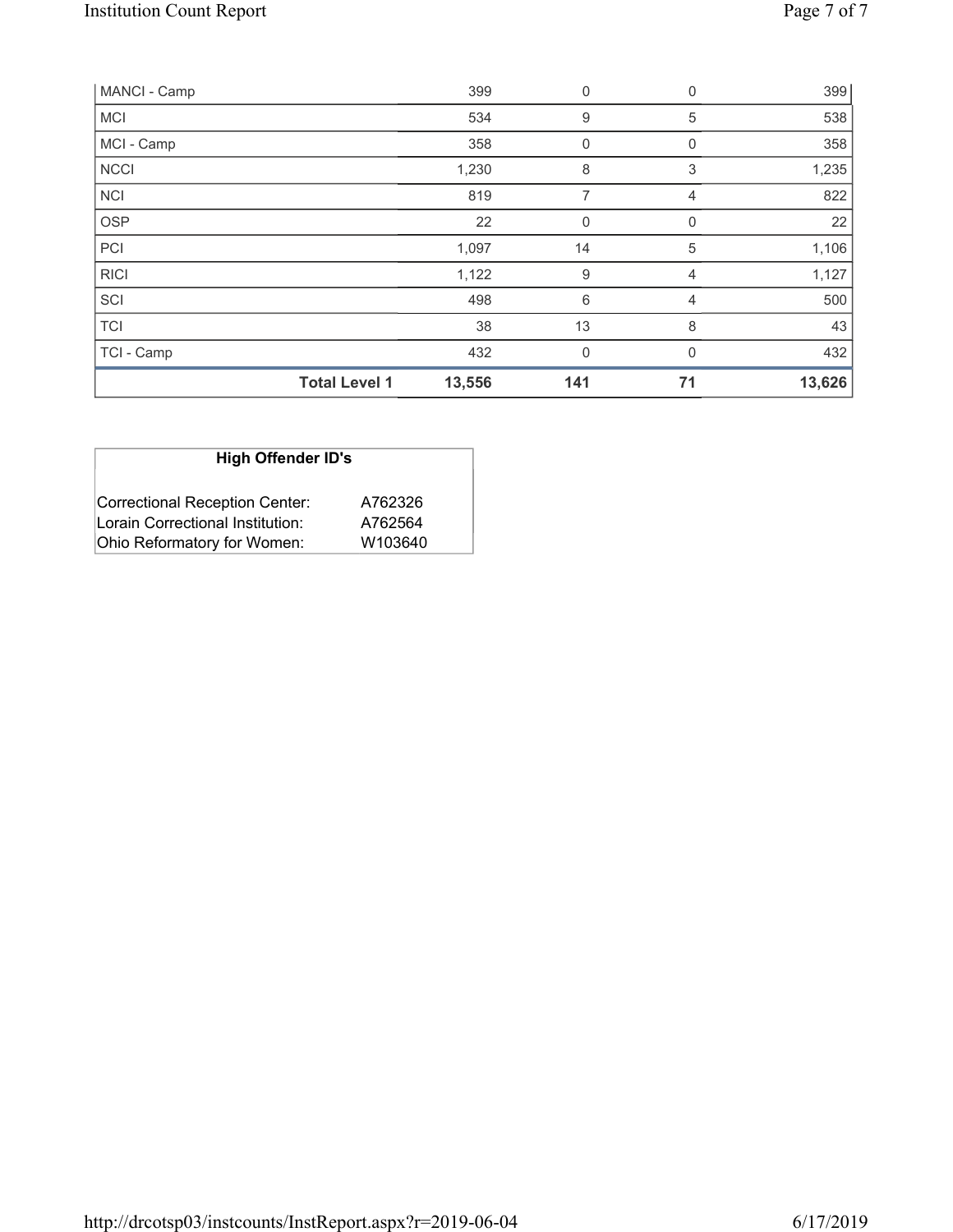| | | | | |
|---|---|---|---|---|
| MANCI - Camp | 399 | 0 | 0 | 399 |
| MCI | 534 | 9 | 5 | 538 |
| MCI - Camp | 358 | 0 | 0 | 358 |
| NCCI | 1,230 | 8 | 3 | 1,235 |
| NCI | 819 | 7 | 4 | 822 |
| OSP | 22 | 0 | 0 | 22 |
| PCI | 1,097 | 14 | 5 | 1,106 |
| RICI | 1,122 | 9 | 4 | 1,127 |
| SCI | 498 | 6 | 4 | 500 |
| TCI | 38 | 13 | 8 | 43 |
| TCI - Camp | 432 | 0 | 0 | 432 |
| **Total Level 1** | **13,556** | **141** | **71** | **13,626** |

| **High Offender ID's** | |
|---|---|
| Correctional Reception Center: | A762326 |
| Lorain Correctional Institution: | A762564 |
| Ohio Reformatory for Women: | W103640 |